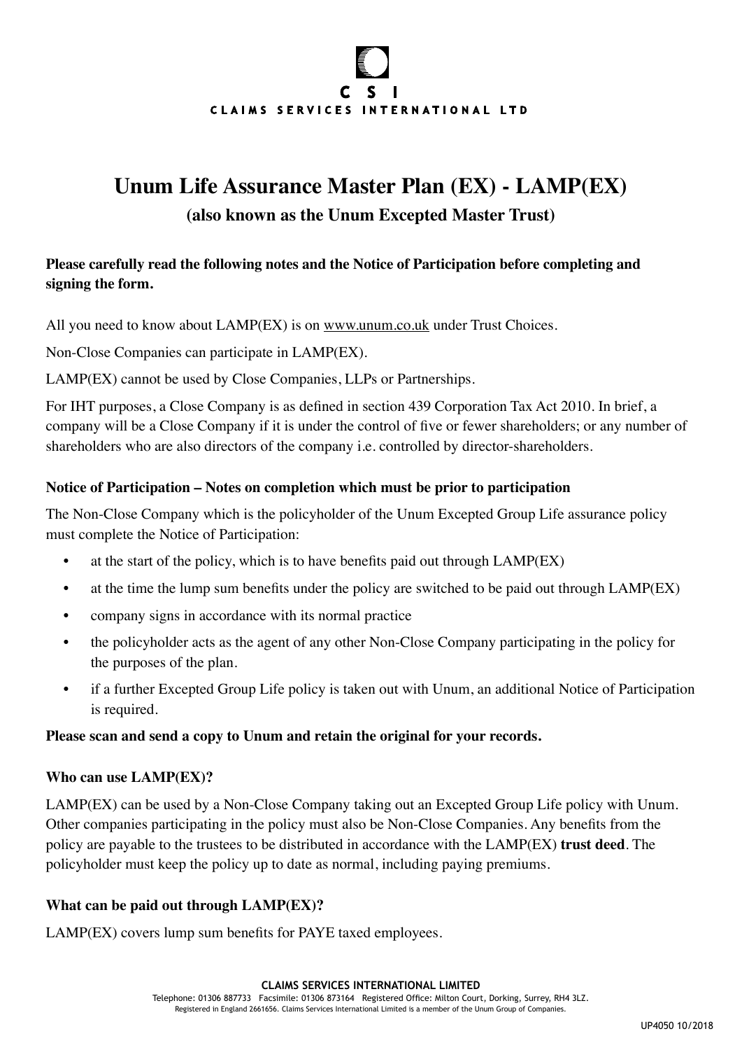CSI

CLAIMS SERVICES INTERNATIONAL LTD

# Unum Life Assurance Master Plan (EX) - LAMP(EX)

## (also known as the Unum Excepted Master Trust)

**Please carefully read the following notes and the Notice of Participation before completing and signing the form.**

All you need to know about LAMP(EX) is on www.unum.co.uk under Trust Choices.

Non-Close Companies can participate in LAMP(EX).

LAMP(EX) cannot be used by Close Companies, LLPs or Partnerships.

For IHT purposes, a Close Company is as defined in section 439 Corporation Tax Act 2010. In brief, a company will be a Close Company if it is under the control of five or fewer shareholders; or any number of shareholders who are also directors of the company i.e. controlled by director-shareholders.

### Notice of Participation – Notes on completion which must be prior to participation

The Non-Close Company which is the policyholder of the Unum Excepted Group Life assurance policy must complete the Notice of Participation:

- at the start of the policy, which is to have benefits paid out through LAMP(EX)
- at the time the lump sum benefits under the policy are switched to be paid out through LAMP(EX)
- company signs in accordance with its normal practice
- the policyholder acts as the agent of any other Non-Close Company participating in the policy for the purposes of the plan.
- if a further Excepted Group Life policy is taken out with Unum, an additional Notice of Participation is required.

**Please scan and send a copy to Unum and retain the original for your records.**

### Who can use LAMP(EX)?

LAMP(EX) can be used by a Non-Close Company taking out an Excepted Group Life policy with Unum. Other companies participating in the policy must also be Non-Close Companies. Any benefits from the policy are payable to the trustees to be distributed in accordance with the LAMP(EX) **trust deed**. The policyholder must keep the policy up to date as normal, including paying premiums.

### What can be paid out through LAMP(EX)?

LAMP(EX) covers lump sum benefits for PAYE taxed employees.

**CLAIMS SERVICES INTERNATIONAL LIMITED**

Telephone: 01306 887733 Facsimile: 01306 873164 Registered Office: Milton Court, Dorking, Surrey, RH4 3LZ.
Registered in England 2661656. Claims Services International Limited is a member of the Unum Group of Companies.

UP4050 10/2018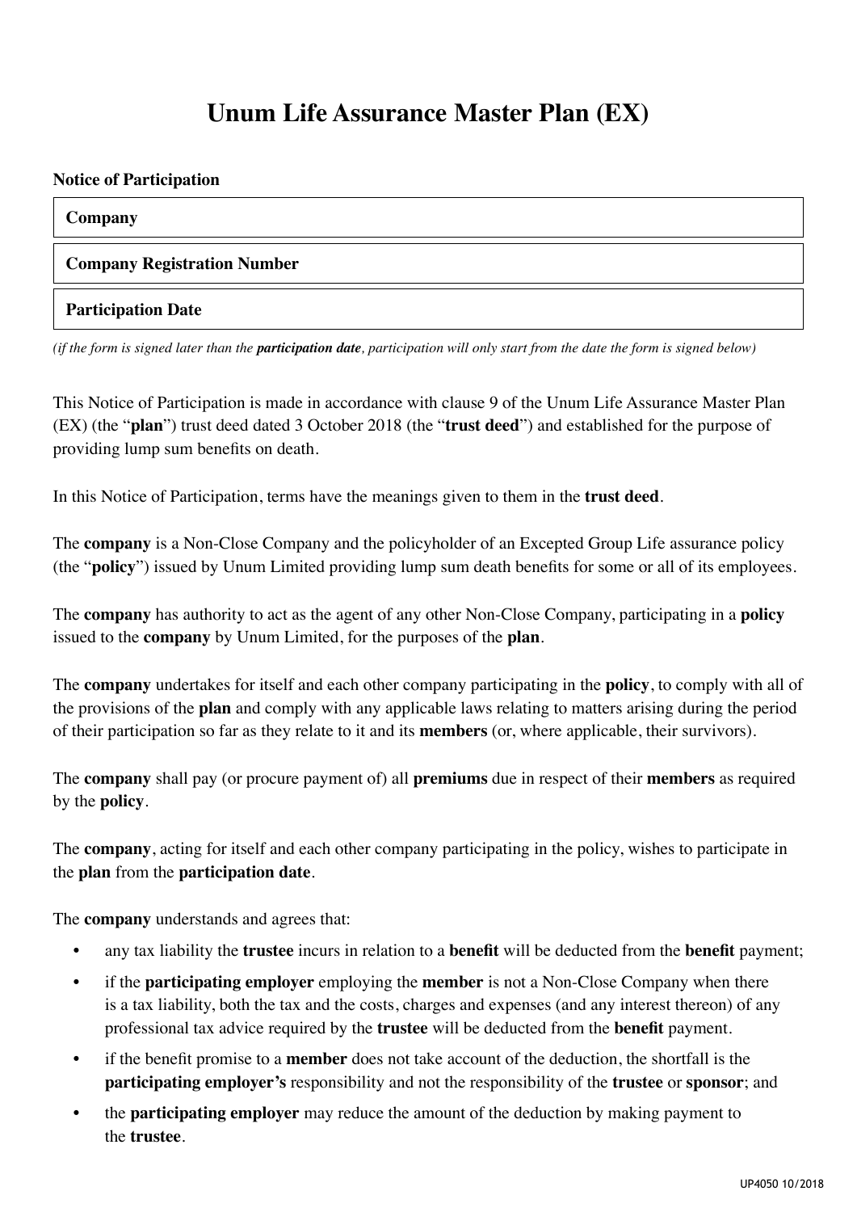# Unum Life Assurance Master Plan (EX)

**Notice of Participation**

| **Company** |
|---|
| **Company Registration Number** |
| **Participation Date** |

*(if the form is signed later than the* ***participation date****, participation will only start from the date the form is signed below)*

This Notice of Participation is made in accordance with clause 9 of the Unum Life Assurance Master Plan (EX) (the "**plan**") trust deed dated 3 October 2018 (the "**trust deed**") and established for the purpose of providing lump sum benefits on death.

In this Notice of Participation, terms have the meanings given to them in the **trust deed**.

The **company** is a Non-Close Company and the policyholder of an Excepted Group Life assurance policy (the "**policy**") issued by Unum Limited providing lump sum death benefits for some or all of its employees.

The **company** has authority to act as the agent of any other Non-Close Company, participating in a **policy** issued to the **company** by Unum Limited, for the purposes of the **plan**.

The **company** undertakes for itself and each other company participating in the **policy**, to comply with all of the provisions of the **plan** and comply with any applicable laws relating to matters arising during the period of their participation so far as they relate to it and its **members** (or, where applicable, their survivors).

The **company** shall pay (or procure payment of) all **premiums** due in respect of their **members** as required by the **policy**.

The **company**, acting for itself and each other company participating in the policy, wishes to participate in the **plan** from the **participation date**.

The **company** understands and agrees that:

- any tax liability the **trustee** incurs in relation to a **benefit** will be deducted from the **benefit** payment;
- if the **participating employer** employing the **member** is not a Non-Close Company when there is a tax liability, both the tax and the costs, charges and expenses (and any interest thereon) of any professional tax advice required by the **trustee** will be deducted from the **benefit** payment.
- if the benefit promise to a **member** does not take account of the deduction, the shortfall is the **participating employer's** responsibility and not the responsibility of the **trustee** or **sponsor**; and
- the **participating employer** may reduce the amount of the deduction by making payment to the **trustee**.

UP4050 10/2018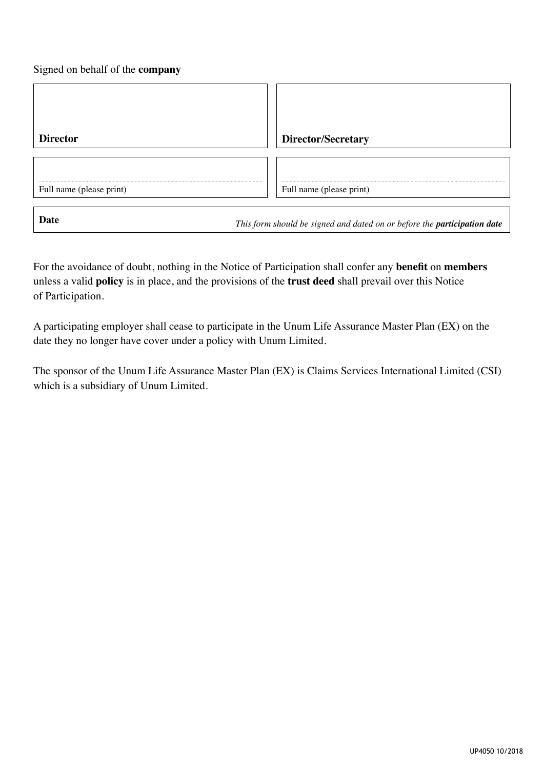Signed on behalf of the **company**

| | |
|---|---|
| **Director** | **Director/Secretary** |
| Full name (please print) | Full name (please print) |

**Date** *This form should be signed and dated on or before the* ***participation date***

For the avoidance of doubt, nothing in the Notice of Participation shall confer any **benefit** on **members** unless a valid **policy** is in place, and the provisions of the **trust deed** shall prevail over this Notice of Participation.

A participating employer shall cease to participate in the Unum Life Assurance Master Plan (EX) on the date they no longer have cover under a policy with Unum Limited.

The sponsor of the Unum Life Assurance Master Plan (EX) is Claims Services International Limited (CSI) which is a subsidiary of Unum Limited.

UP4050 10/2018